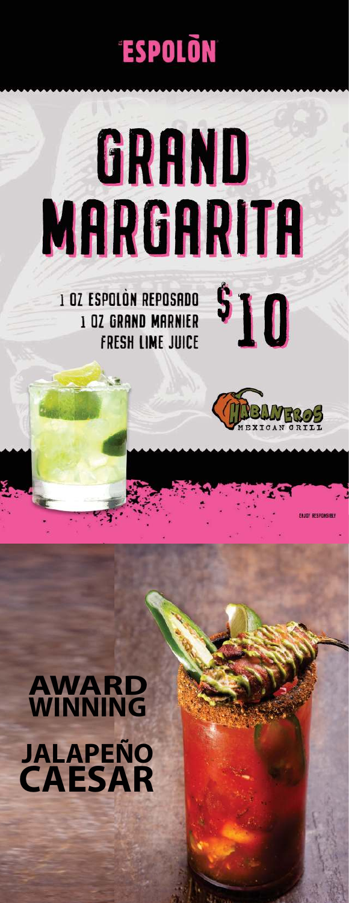ESPOLÒN

# GRAND MARGARITA

1 OZ ESPOLÒN REPOSADO
1 OZ GRAND MARNIER
FRESH LIME JUICE

$10

HABANEROS MEXICAN GRILL

ENJOY RESPONSIBLY

## AWARD WINNING

## JALAPEÑO CAESAR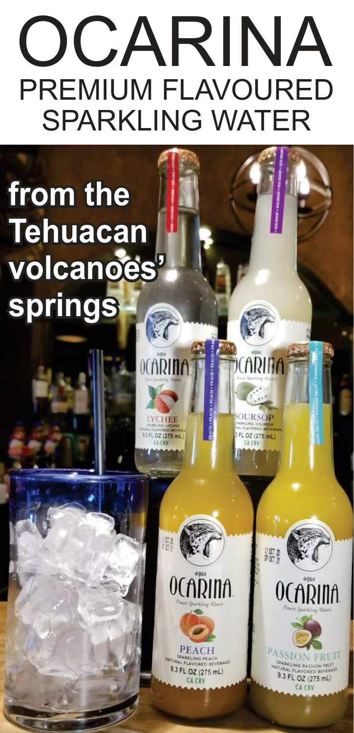# OCARINA

## PREMIUM FLAVOURED SPARKLING WATER

**from the Tehuacan volcanoes' springs**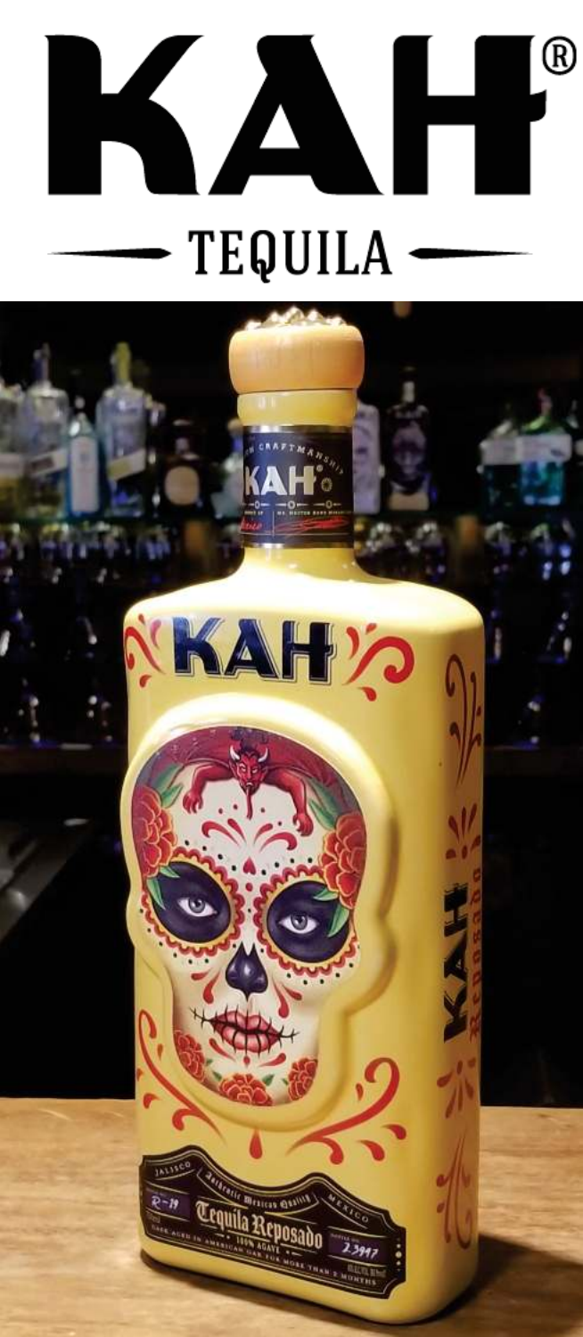# KAH®

## TEQUILA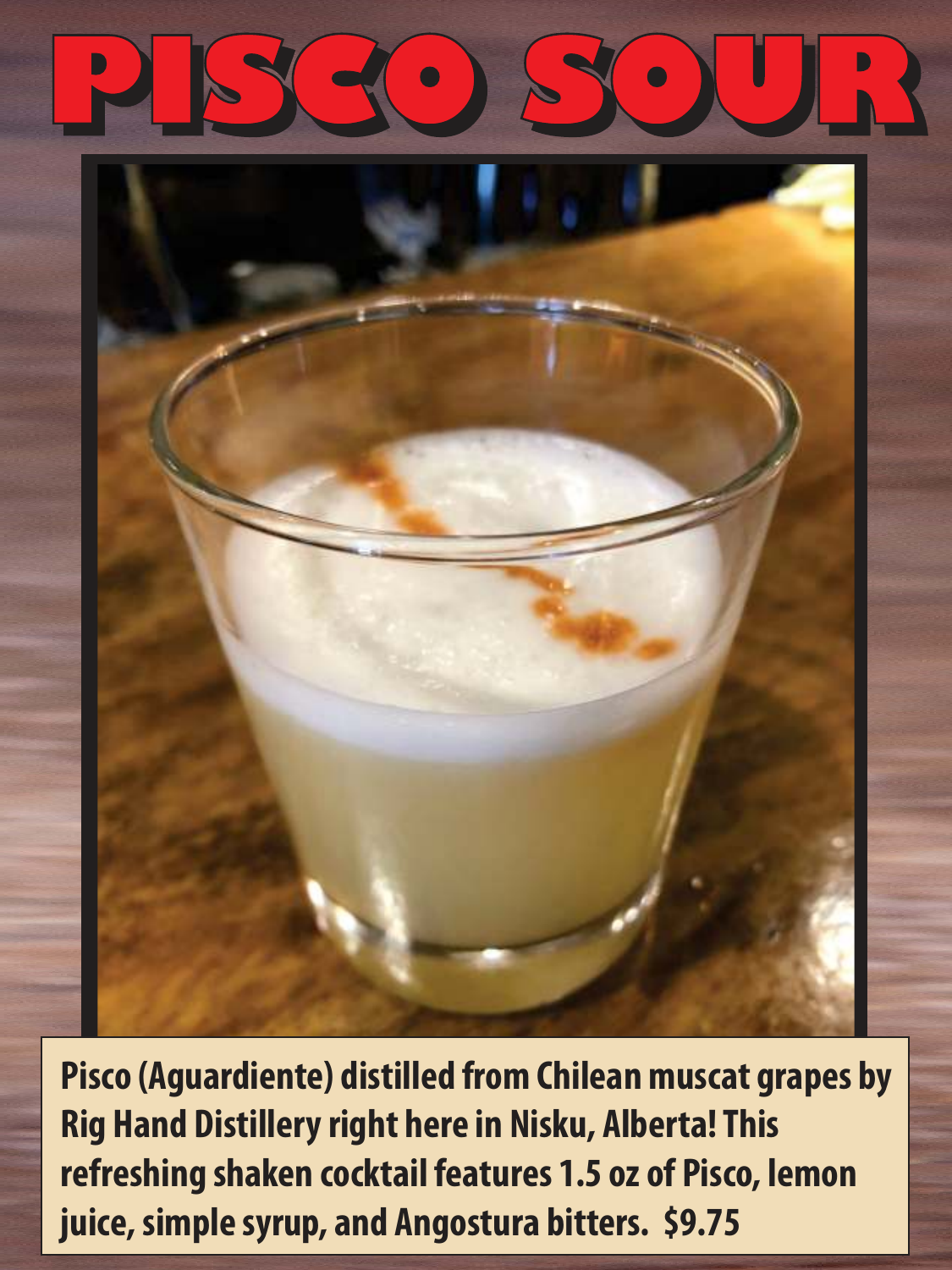# PISCO SOUR

**Pisco (Aguardiente) distilled from Chilean muscat grapes by Rig Hand Distillery right here in Nisku, Alberta! This refreshing shaken cocktail features 1.5 oz of Pisco, lemon juice, simple syrup, and Angostura bitters. $9.75**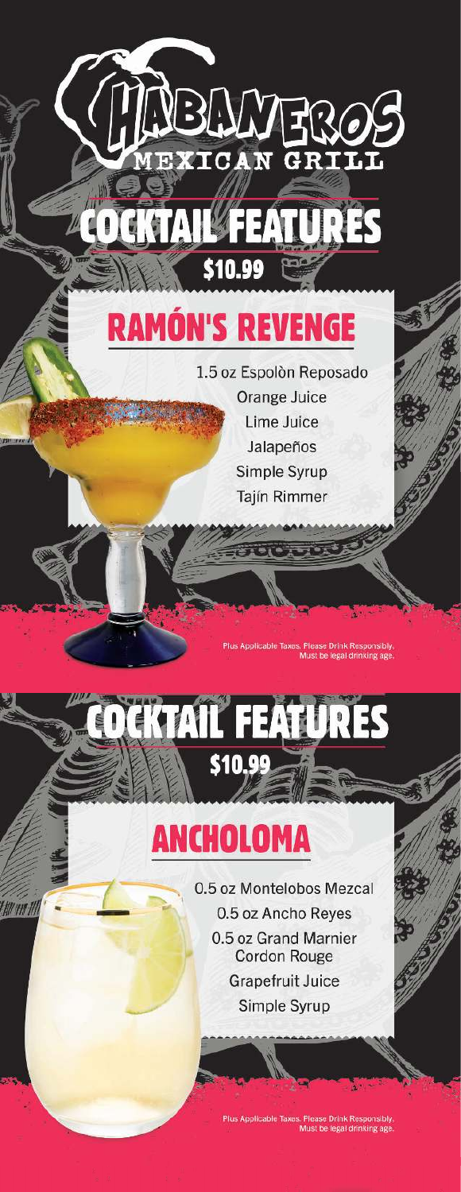# HABANEROS MEXICAN GRILL

## COCKTAIL FEATURES

**$10.99**

### RAMÓN'S REVENGE

1.5 oz Espolòn Reposado
Orange Juice
Lime Juice
Jalapeños
Simple Syrup
Tajín Rimmer

Plus Applicable Taxes. Please Drink Responsibly. Must be legal drinking age.

## COCKTAIL FEATURES

**$10.99**

### ANCHOLOMA

0.5 oz Montelobos Mezcal
0.5 oz Ancho Reyes
0.5 oz Grand Marnier Cordon Rouge
Grapefruit Juice
Simple Syrup

Plus Applicable Taxes. Please Drink Responsibly. Must be legal drinking age.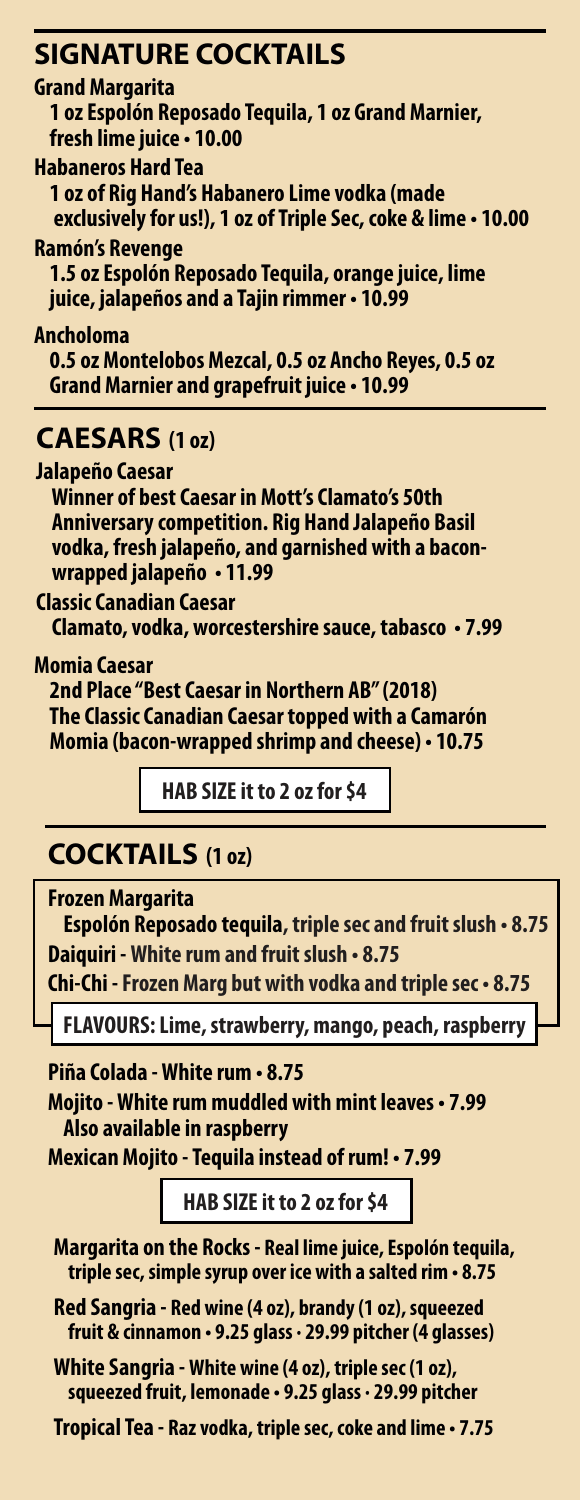## SIGNATURE COCKTAILS

**Grand Margarita**
1 oz Espolón Reposado Tequila, 1 oz Grand Marnier, fresh lime juice • 10.00

**Habaneros Hard Tea**
1 oz of Rig Hand's Habanero Lime vodka (made exclusively for us!), 1 oz of Triple Sec, coke & lime • 10.00

**Ramón's Revenge**
1.5 oz Espolón Reposado Tequila, orange juice, lime juice, jalapeños and a Tajin rimmer • 10.99

**Ancholoma**
0.5 oz Montelobos Mezcal, 0.5 oz Ancho Reyes, 0.5 oz Grand Marnier and grapefruit juice • 10.99

## CAESARS (1 oz)

**Jalapeño Caesar**
Winner of best Caesar in Mott's Clamato's 50th Anniversary competition. Rig Hand Jalapeño Basil vodka, fresh jalapeño, and garnished with a bacon-wrapped jalapeño • 11.99

**Classic Canadian Caesar**
Clamato, vodka, worcestershire sauce, tabasco • 7.99

**Momia Caesar**
2nd Place "Best Caesar in Northern AB" (2018)
The Classic Canadian Caesar topped with a Camarón Momia (bacon-wrapped shrimp and cheese) • 10.75

**HAB SIZE it to 2 oz for $4**

## COCKTAILS (1 oz)

**Frozen Margarita**
Espolón Reposado tequila, triple sec and fruit slush • 8.75

**Daiquiri** - White rum and fruit slush • 8.75

**Chi-Chi** - Frozen Marg but with vodka and triple sec • 8.75

**FLAVOURS: Lime, strawberry, mango, peach, raspberry**

**Piña Colada** - White rum • 8.75

**Mojito** - White rum muddled with mint leaves • 7.99
Also available in raspberry

**Mexican Mojito** - Tequila instead of rum! • 7.99

**HAB SIZE it to 2 oz for $4**

**Margarita on the Rocks** - Real lime juice, Espolón tequila, triple sec, simple syrup over ice with a salted rim • 8.75

**Red Sangria** - Red wine (4 oz), brandy (1 oz), squeezed fruit & cinnamon • 9.25 glass • 29.99 pitcher (4 glasses)

**White Sangria** - White wine (4 oz), triple sec (1 oz), squeezed fruit, lemonade • 9.25 glass • 29.99 pitcher

**Tropical Tea** - Raz vodka, triple sec, coke and lime • 7.75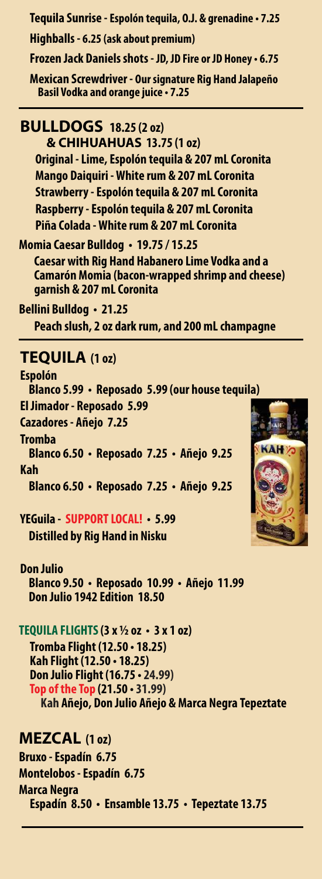Tequila Sunrise - Espolón tequila, O.J. & grenadine • 7.25

Highballs - 6.25 (ask about premium)

Frozen Jack Daniels shots - JD, JD Fire or JD Honey • 6.75

Mexican Screwdriver - Our signature Rig Hand Jalapeño Basil Vodka and orange juice • 7.25

## BULLDOGS 18.25 (2 oz) & CHIHUAHUAS 13.75 (1 oz)

Original - Lime, Espolón tequila & 207 mL Coronita

Mango Daiquiri - White rum & 207 mL Coronita

Strawberry - Espolón tequila & 207 mL Coronita

Raspberry - Espolón tequila & 207 mL Coronita

Piña Colada - White rum & 207 mL Coronita

**Momia Caesar Bulldog • 19.75 / 15.25**

Caesar with Rig Hand Habanero Lime Vodka and a Camarón Momia (bacon-wrapped shrimp and cheese) garnish & 207 mL Coronita

**Bellini Bulldog • 21.25**

Peach slush, 2 oz dark rum, and 200 mL champagne

## TEQUILA (1 oz)

**Espolón**

Blanco 5.99 • Reposado 5.99 (our house tequila)

**El Jimador - Reposado 5.99**

**Cazadores - Añejo 7.25**

**Tromba**

Blanco 6.50 • Reposado 7.25 • Añejo 9.25

**Kah**

Blanco 6.50 • Reposado 7.25 • Añejo 9.25

**YEGuila - SUPPORT LOCAL! • 5.99**

Distilled by Rig Hand in Nisku

**Don Julio**

Blanco 9.50 • Reposado 10.99 • Añejo 11.99

Don Julio 1942 Edition 18.50

**TEQUILA FLIGHTS (3 x ½ oz • 3 x 1 oz)**

Tromba Flight (12.50 • 18.25)

Kah Flight (12.50 • 18.25)

Don Julio Flight (16.75 • 24.99)

Top of the Top (21.50 • 31.99)

Kah Añejo, Don Julio Añejo & Marca Negra Tepeztate

## MEZCAL (1 oz)

**Bruxo - Espadín 6.75**

**Montelobos - Espadín 6.75**

**Marca Negra**

Espadín 8.50 • Ensamble 13.75 • Tepeztate 13.75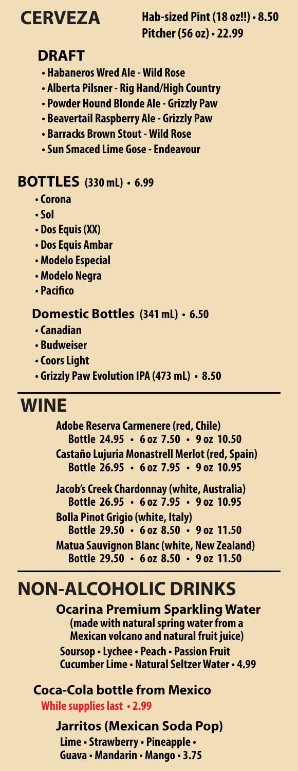# CERVEZA

**Hab-sized Pint (18 oz!!) • 8.50**
**Pitcher (56 oz) • 22.99**

## DRAFT

- Habaneros Wred Ale - Wild Rose
- Alberta Pilsner - Rig Hand/High Country
- Powder Hound Blonde Ale - Grizzly Paw
- Beavertail Raspberry Ale - Grizzly Paw
- Barracks Brown Stout - Wild Rose
- Sun Smaced Lime Gose - Endeavour

## BOTTLES (330 mL) • 6.99

- Corona
- Sol
- Dos Equis (XX)
- Dos Equis Ambar
- Modelo Especial
- Modelo Negra
- Pacifico

### Domestic Bottles (341 mL) • 6.50

- Canadian
- Budweiser
- Coors Light
- Grizzly Paw Evolution IPA (473 mL) • 8.50

# WINE

**Adobe Reserva Carmenere (red, Chile)**
Bottle 24.95 • 6 oz 7.50 • 9 oz 10.50

**Castaño Lujuria Monastrell Merlot (red, Spain)**
Bottle 26.95 • 6 oz 7.95 • 9 oz 10.95

**Jacob's Creek Chardonnay (white, Australia)**
Bottle 26.95 • 6 oz 7.95 • 9 oz 10.95

**Bolla Pinot Grigio (white, Italy)**
Bottle 29.50 • 6 oz 8.50 • 9 oz 11.50

**Matua Sauvignon Blanc (white, New Zealand)**
Bottle 29.50 • 6 oz 8.50 • 9 oz 11.50

# NON-ALCOHOLIC DRINKS

### Ocarina Premium Sparkling Water

(made with natural spring water from a Mexican volcano and natural fruit juice)

Soursop • Lychee • Peach • Passion Fruit
Cucumber Lime • Natural Seltzer Water • 4.99

### Coca-Cola bottle from Mexico

While supplies last • 2.99

### Jarritos (Mexican Soda Pop)

Lime • Strawberry • Pineapple •
Guava • Mandarin • Mango • 3.75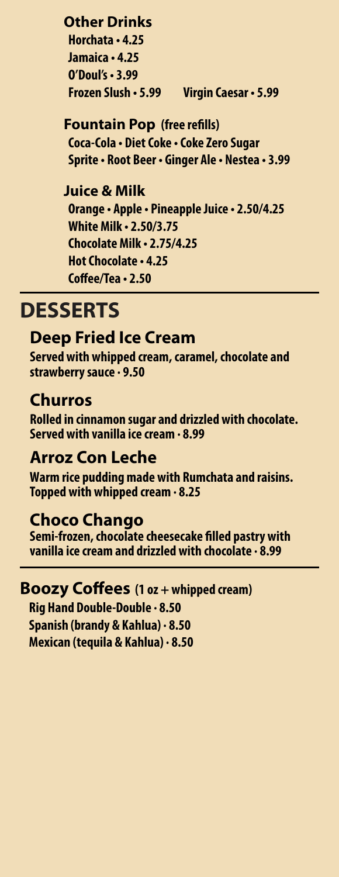### Other Drinks

Horchata • 4.25
Jamaica • 4.25
O'Doul's • 3.99
Frozen Slush • 5.99 Virgin Caesar • 5.99

### Fountain Pop (free refills)

Coca-Cola • Diet Coke • Coke Zero Sugar
Sprite • Root Beer • Ginger Ale • Nestea • 3.99

### Juice & Milk

Orange • Apple • Pineapple Juice • 2.50/4.25
White Milk • 2.50/3.75
Chocolate Milk • 2.75/4.25
Hot Chocolate • 4.25
Coffee/Tea • 2.50

# DESSERTS

## Deep Fried Ice Cream

Served with whipped cream, caramel, chocolate and strawberry sauce · 9.50

## Churros

Rolled in cinnamon sugar and drizzled with chocolate. Served with vanilla ice cream · 8.99

## Arroz Con Leche

Warm rice pudding made with Rumchata and raisins. Topped with whipped cream · 8.25

## Choco Chango

Semi-frozen, chocolate cheesecake filled pastry with vanilla ice cream and drizzled with chocolate · 8.99

### Boozy Coffees (1 oz + whipped cream)

Rig Hand Double-Double · 8.50
Spanish (brandy & Kahlua) · 8.50
Mexican (tequila & Kahlua) · 8.50